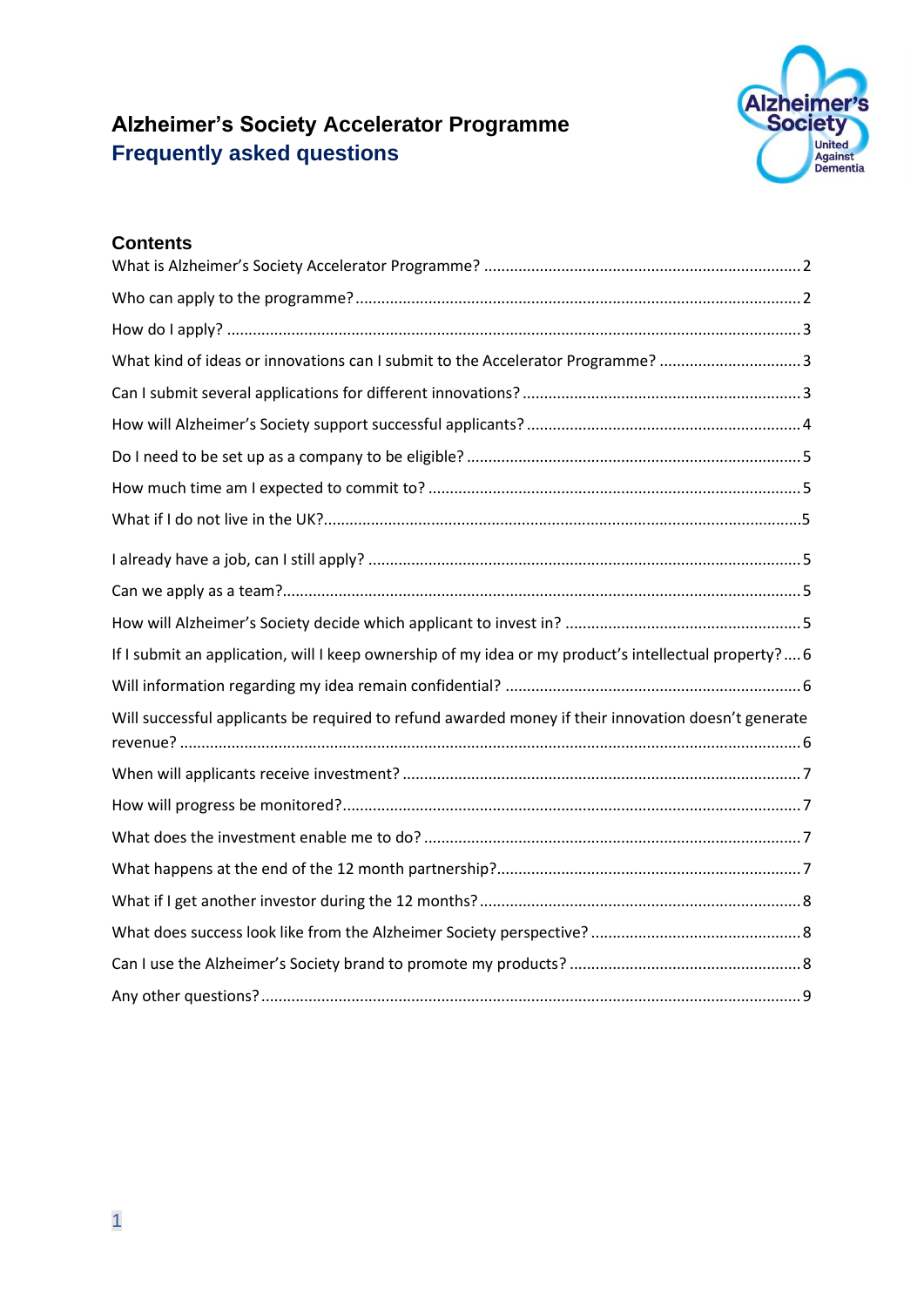# Alzheimer's Society Accelerator Programme

## Frequently asked questions

### Contents

What is Alzheimer's Society Accelerator Programme? .......... 2

Who can apply to the programme? .......... 2

How do I apply? .......... 3

What kind of ideas or innovations can I submit to the Accelerator Programme? .......... 3

Can I submit several applications for different innovations? .......... 3

How will Alzheimer's Society support successful applicants? .......... 4

Do I need to be set up as a company to be eligible? .......... 5

How much time am I expected to commit to? .......... 5

What if I do not live in the UK? .......... 5

I already have a job, can I still apply? .......... 5

Can we apply as a team? .......... 5

How will Alzheimer's Society decide which applicant to invest in? .......... 5

If I submit an application, will I keep ownership of my idea or my product's intellectual property? .......... 6

Will information regarding my idea remain confidential? .......... 6

Will successful applicants be required to refund awarded money if their innovation doesn't generate revenue? .......... 6

When will applicants receive investment? .......... 7

How will progress be monitored? .......... 7

What does the investment enable me to do? .......... 7

What happens at the end of the 12 month partnership? .......... 7

What if I get another investor during the 12 months? .......... 8

What does success look like from the Alzheimer Society perspective? .......... 8

Can I use the Alzheimer's Society brand to promote my products? .......... 8

Any other questions? .......... 9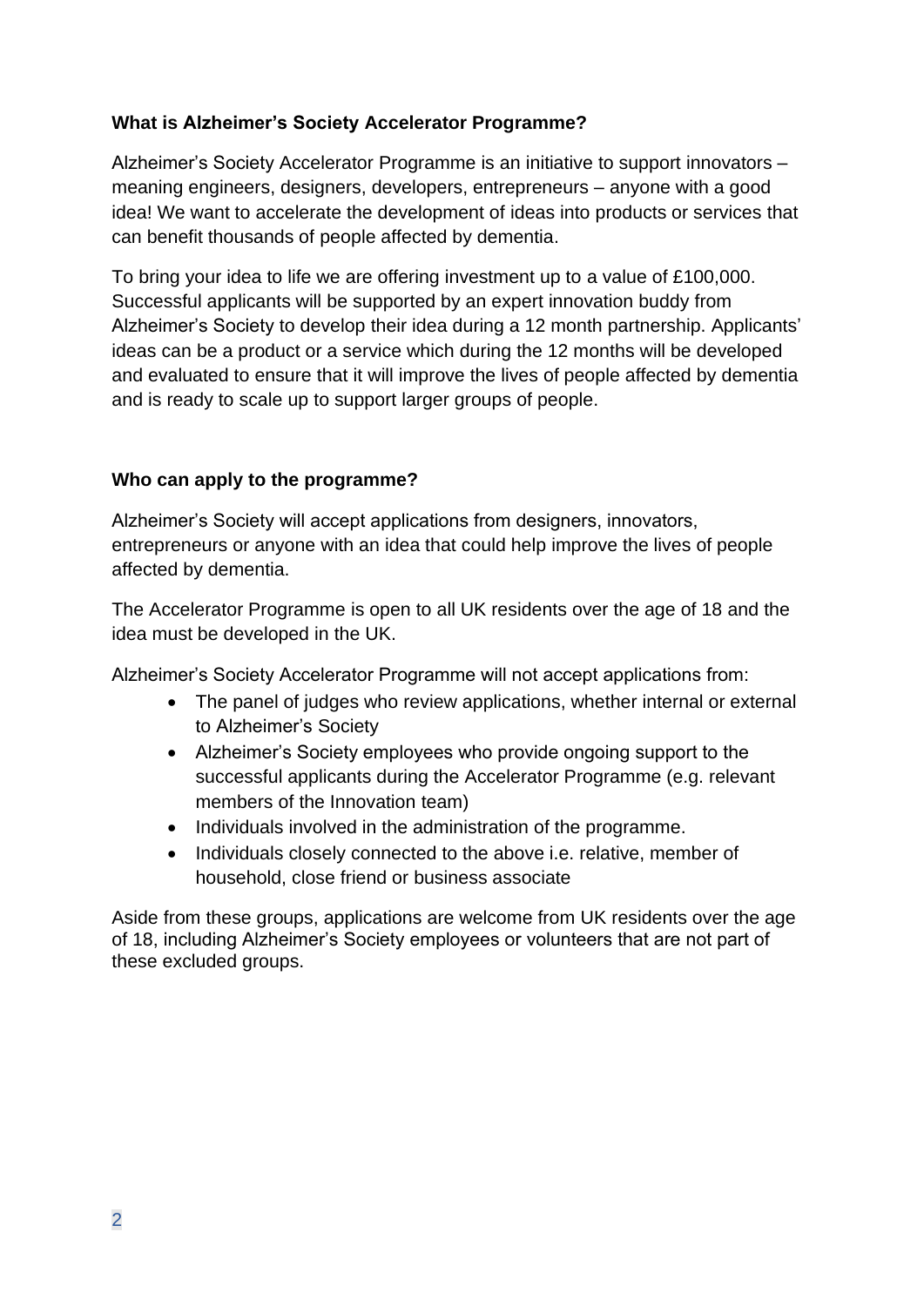## What is Alzheimer's Society Accelerator Programme?

Alzheimer's Society Accelerator Programme is an initiative to support innovators – meaning engineers, designers, developers, entrepreneurs – anyone with a good idea! We want to accelerate the development of ideas into products or services that can benefit thousands of people affected by dementia.

To bring your idea to life we are offering investment up to a value of £100,000. Successful applicants will be supported by an expert innovation buddy from Alzheimer's Society to develop their idea during a 12 month partnership. Applicants' ideas can be a product or a service which during the 12 months will be developed and evaluated to ensure that it will improve the lives of people affected by dementia and is ready to scale up to support larger groups of people.

## Who can apply to the programme?

Alzheimer's Society will accept applications from designers, innovators, entrepreneurs or anyone with an idea that could help improve the lives of people affected by dementia.

The Accelerator Programme is open to all UK residents over the age of 18 and the idea must be developed in the UK.

Alzheimer's Society Accelerator Programme will not accept applications from:

- The panel of judges who review applications, whether internal or external to Alzheimer's Society
- Alzheimer's Society employees who provide ongoing support to the successful applicants during the Accelerator Programme (e.g. relevant members of the Innovation team)
- Individuals involved in the administration of the programme.
- Individuals closely connected to the above i.e. relative, member of household, close friend or business associate

Aside from these groups, applications are welcome from UK residents over the age of 18, including Alzheimer's Society employees or volunteers that are not part of these excluded groups.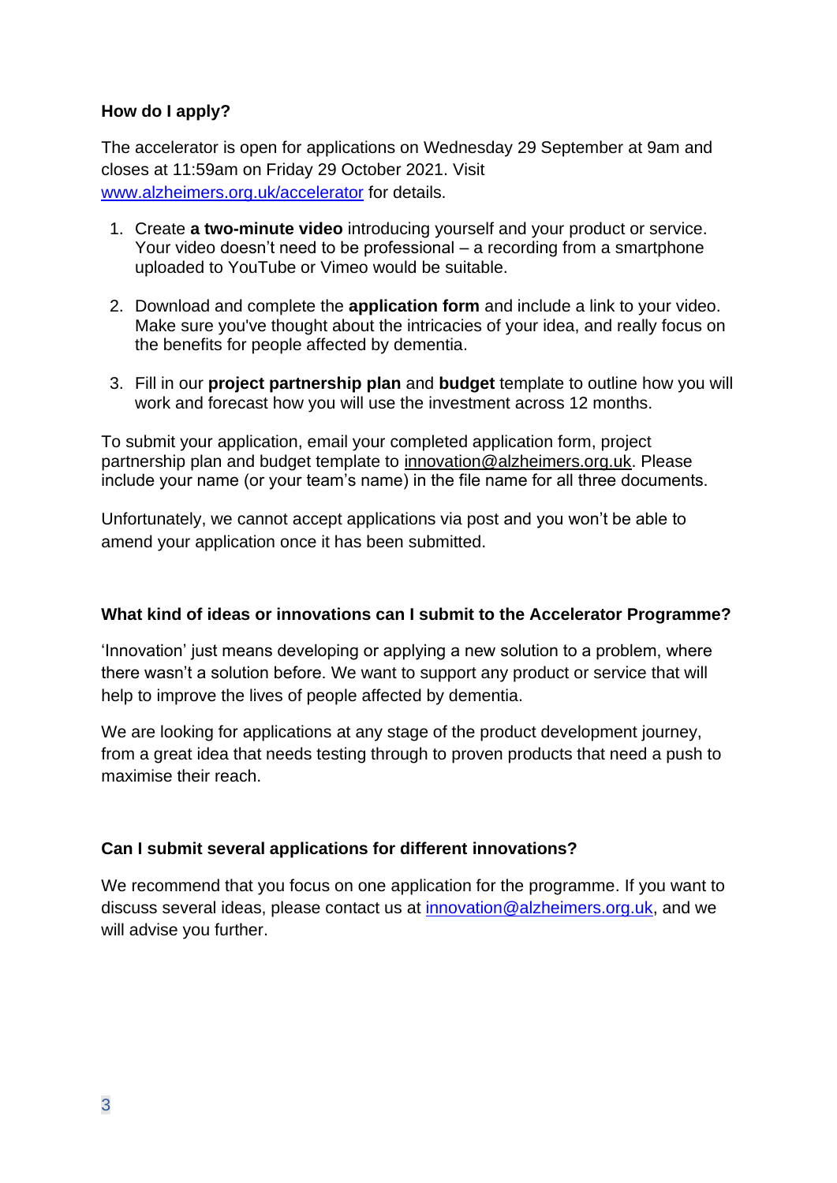**How do I apply?**

The accelerator is open for applications on Wednesday 29 September at 9am and closes at 11:59am on Friday 29 October 2021. Visit www.alzheimers.org.uk/accelerator for details.

1. Create **a two-minute video** introducing yourself and your product or service. Your video doesn't need to be professional – a recording from a smartphone uploaded to YouTube or Vimeo would be suitable.

2. Download and complete the **application form** and include a link to your video. Make sure you've thought about the intricacies of your idea, and really focus on the benefits for people affected by dementia.

3. Fill in our **project partnership plan** and **budget** template to outline how you will work and forecast how you will use the investment across 12 months.

To submit your application, email your completed application form, project partnership plan and budget template to innovation@alzheimers.org.uk. Please include your name (or your team's name) in the file name for all three documents.

Unfortunately, we cannot accept applications via post and you won't be able to amend your application once it has been submitted.

**What kind of ideas or innovations can I submit to the Accelerator Programme?**

'Innovation' just means developing or applying a new solution to a problem, where there wasn't a solution before. We want to support any product or service that will help to improve the lives of people affected by dementia.

We are looking for applications at any stage of the product development journey, from a great idea that needs testing through to proven products that need a push to maximise their reach.

**Can I submit several applications for different innovations?**

We recommend that you focus on one application for the programme. If you want to discuss several ideas, please contact us at innovation@alzheimers.org.uk, and we will advise you further.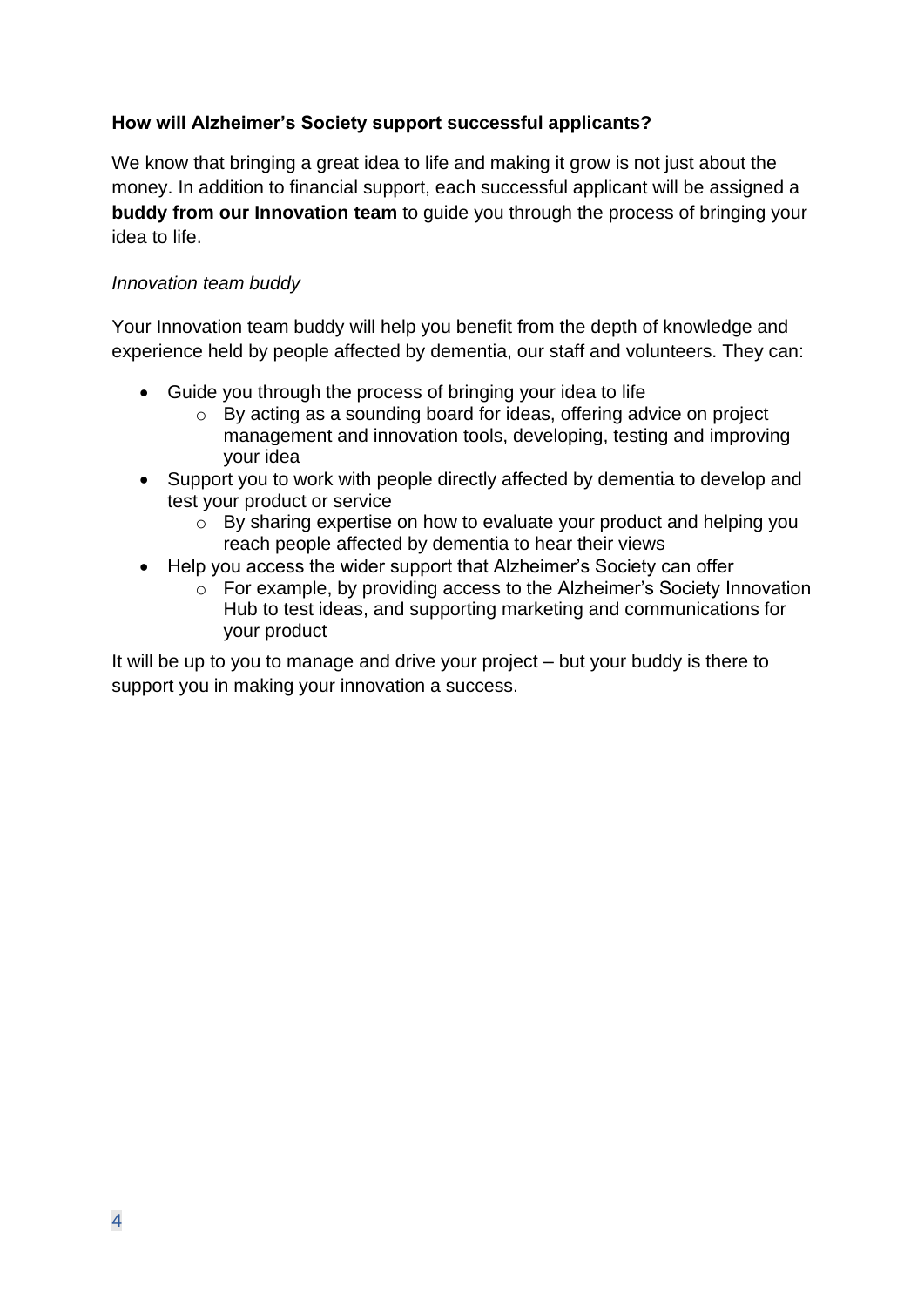### How will Alzheimer's Society support successful applicants?

We know that bringing a great idea to life and making it grow is not just about the money. In addition to financial support, each successful applicant will be assigned a **buddy from our Innovation team** to guide you through the process of bringing your idea to life.

*Innovation team buddy*

Your Innovation team buddy will help you benefit from the depth of knowledge and experience held by people affected by dementia, our staff and volunteers. They can:

- Guide you through the process of bringing your idea to life
    - By acting as a sounding board for ideas, offering advice on project management and innovation tools, developing, testing and improving your idea
- Support you to work with people directly affected by dementia to develop and test your product or service
    - By sharing expertise on how to evaluate your product and helping you reach people affected by dementia to hear their views
- Help you access the wider support that Alzheimer's Society can offer
    - For example, by providing access to the Alzheimer's Society Innovation Hub to test ideas, and supporting marketing and communications for your product

It will be up to you to manage and drive your project – but your buddy is there to support you in making your innovation a success.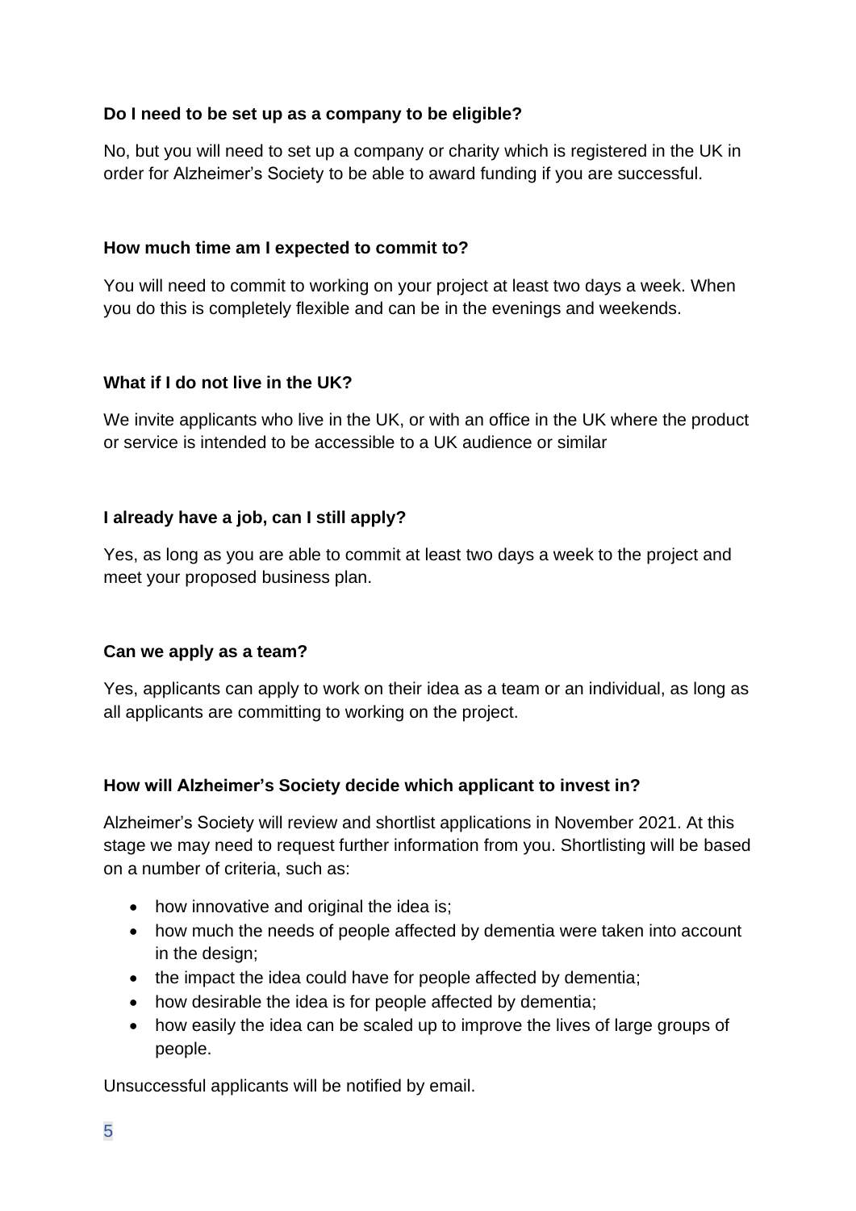**Do I need to be set up as a company to be eligible?**

No, but you will need to set up a company or charity which is registered in the UK in order for Alzheimer's Society to be able to award funding if you are successful.

**How much time am I expected to commit to?**

You will need to commit to working on your project at least two days a week. When you do this is completely flexible and can be in the evenings and weekends.

**What if I do not live in the UK?**

We invite applicants who live in the UK, or with an office in the UK where the product or service is intended to be accessible to a UK audience or similar

**I already have a job, can I still apply?**

Yes, as long as you are able to commit at least two days a week to the project and meet your proposed business plan.

**Can we apply as a team?**

Yes, applicants can apply to work on their idea as a team or an individual, as long as all applicants are committing to working on the project.

**How will Alzheimer's Society decide which applicant to invest in?**

Alzheimer's Society will review and shortlist applications in November 2021. At this stage we may need to request further information from you. Shortlisting will be based on a number of criteria, such as:

- how innovative and original the idea is;
- how much the needs of people affected by dementia were taken into account in the design;
- the impact the idea could have for people affected by dementia;
- how desirable the idea is for people affected by dementia;
- how easily the idea can be scaled up to improve the lives of large groups of people.

Unsuccessful applicants will be notified by email.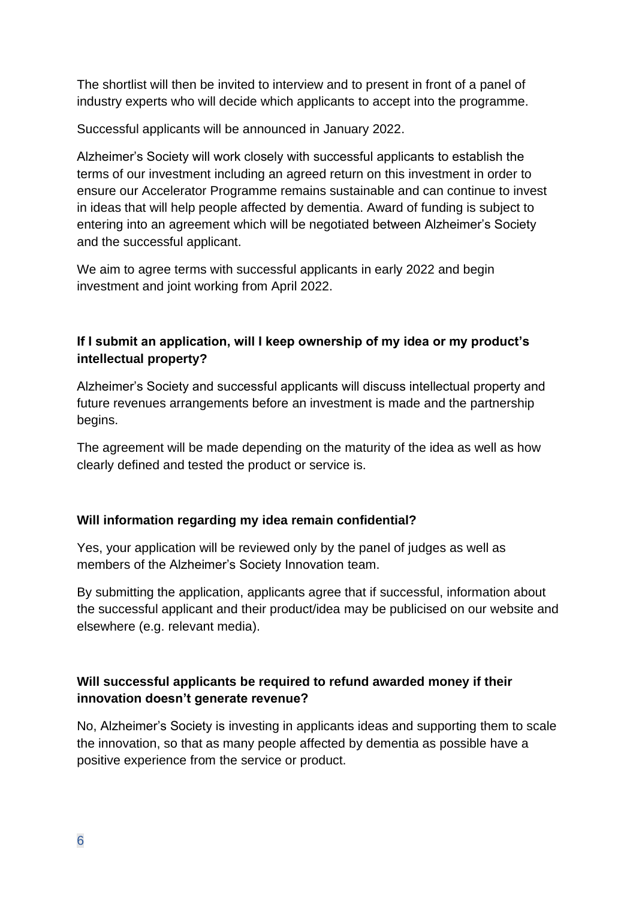The shortlist will then be invited to interview and to present in front of a panel of industry experts who will decide which applicants to accept into the programme.

Successful applicants will be announced in January 2022.

Alzheimer's Society will work closely with successful applicants to establish the terms of our investment including an agreed return on this investment in order to ensure our Accelerator Programme remains sustainable and can continue to invest in ideas that will help people affected by dementia. Award of funding is subject to entering into an agreement which will be negotiated between Alzheimer's Society and the successful applicant.

We aim to agree terms with successful applicants in early 2022 and begin investment and joint working from April 2022.

**If I submit an application, will I keep ownership of my idea or my product's intellectual property?**

Alzheimer's Society and successful applicants will discuss intellectual property and future revenues arrangements before an investment is made and the partnership begins.

The agreement will be made depending on the maturity of the idea as well as how clearly defined and tested the product or service is.

**Will information regarding my idea remain confidential?**

Yes, your application will be reviewed only by the panel of judges as well as members of the Alzheimer's Society Innovation team.

By submitting the application, applicants agree that if successful, information about the successful applicant and their product/idea may be publicised on our website and elsewhere (e.g. relevant media).

**Will successful applicants be required to refund awarded money if their innovation doesn't generate revenue?**

No, Alzheimer's Society is investing in applicants ideas and supporting them to scale the innovation, so that as many people affected by dementia as possible have a positive experience from the service or product.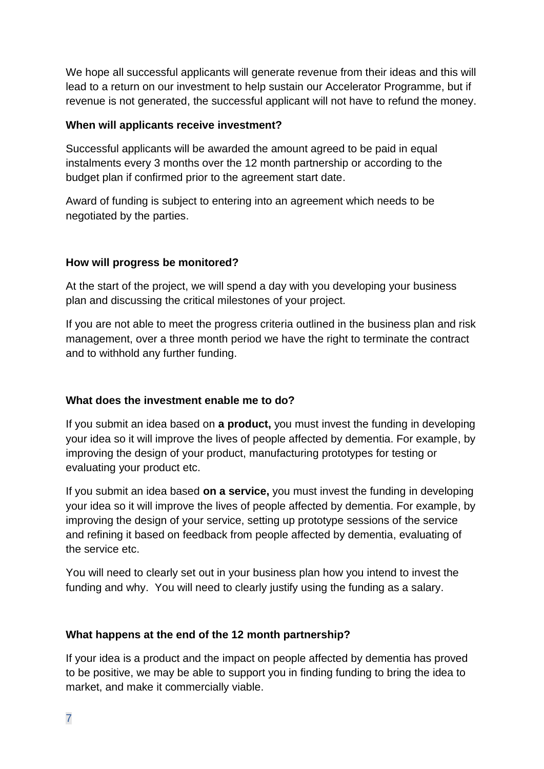We hope all successful applicants will generate revenue from their ideas and this will lead to a return on our investment to help sustain our Accelerator Programme, but if revenue is not generated, the successful applicant will not have to refund the money.

**When will applicants receive investment?**

Successful applicants will be awarded the amount agreed to be paid in equal instalments every 3 months over the 12 month partnership or according to the budget plan if confirmed prior to the agreement start date.

Award of funding is subject to entering into an agreement which needs to be negotiated by the parties.

**How will progress be monitored?**

At the start of the project, we will spend a day with you developing your business plan and discussing the critical milestones of your project.

If you are not able to meet the progress criteria outlined in the business plan and risk management, over a three month period we have the right to terminate the contract and to withhold any further funding.

**What does the investment enable me to do?**

If you submit an idea based on **a product,** you must invest the funding in developing your idea so it will improve the lives of people affected by dementia. For example, by improving the design of your product, manufacturing prototypes for testing or evaluating your product etc.

If you submit an idea based **on a service,** you must invest the funding in developing your idea so it will improve the lives of people affected by dementia. For example, by improving the design of your service, setting up prototype sessions of the service and refining it based on feedback from people affected by dementia, evaluating of the service etc.

You will need to clearly set out in your business plan how you intend to invest the funding and why. You will need to clearly justify using the funding as a salary.

**What happens at the end of the 12 month partnership?**

If your idea is a product and the impact on people affected by dementia has proved to be positive, we may be able to support you in finding funding to bring the idea to market, and make it commercially viable.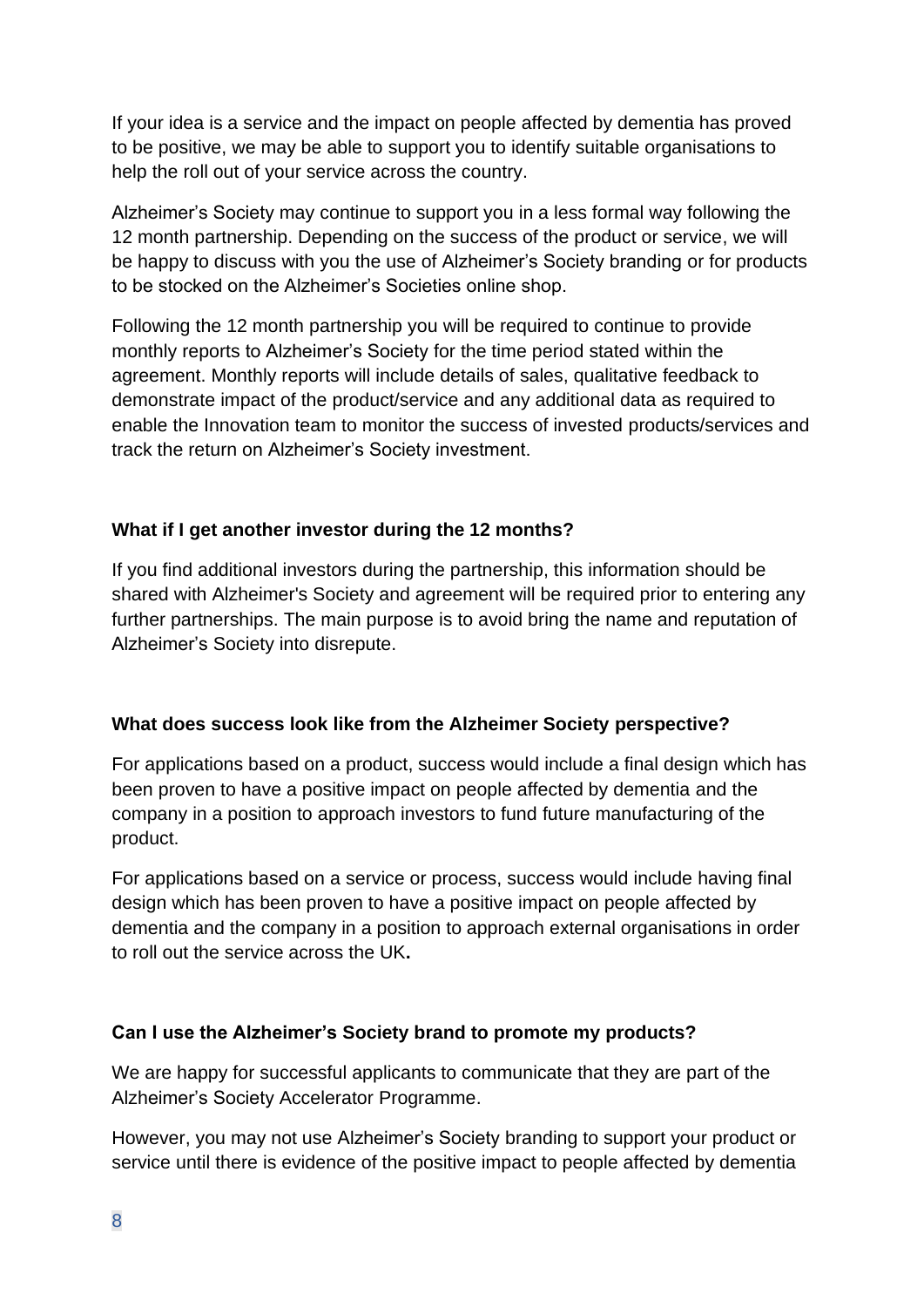If your idea is a service and the impact on people affected by dementia has proved to be positive, we may be able to support you to identify suitable organisations to help the roll out of your service across the country.

Alzheimer's Society may continue to support you in a less formal way following the 12 month partnership. Depending on the success of the product or service, we will be happy to discuss with you the use of Alzheimer's Society branding or for products to be stocked on the Alzheimer's Societies online shop.

Following the 12 month partnership you will be required to continue to provide monthly reports to Alzheimer's Society for the time period stated within the agreement. Monthly reports will include details of sales, qualitative feedback to demonstrate impact of the product/service and any additional data as required to enable the Innovation team to monitor the success of invested products/services and track the return on Alzheimer's Society investment.

**What if I get another investor during the 12 months?**

If you find additional investors during the partnership, this information should be shared with Alzheimer's Society and agreement will be required prior to entering any further partnerships. The main purpose is to avoid bring the name and reputation of Alzheimer's Society into disrepute.

**What does success look like from the Alzheimer Society perspective?**

For applications based on a product, success would include a final design which has been proven to have a positive impact on people affected by dementia and the company in a position to approach investors to fund future manufacturing of the product.

For applications based on a service or process, success would include having final design which has been proven to have a positive impact on people affected by dementia and the company in a position to approach external organisations in order to roll out the service across the UK**.**

**Can I use the Alzheimer's Society brand to promote my products?**

We are happy for successful applicants to communicate that they are part of the Alzheimer's Society Accelerator Programme.

However, you may not use Alzheimer's Society branding to support your product or service until there is evidence of the positive impact to people affected by dementia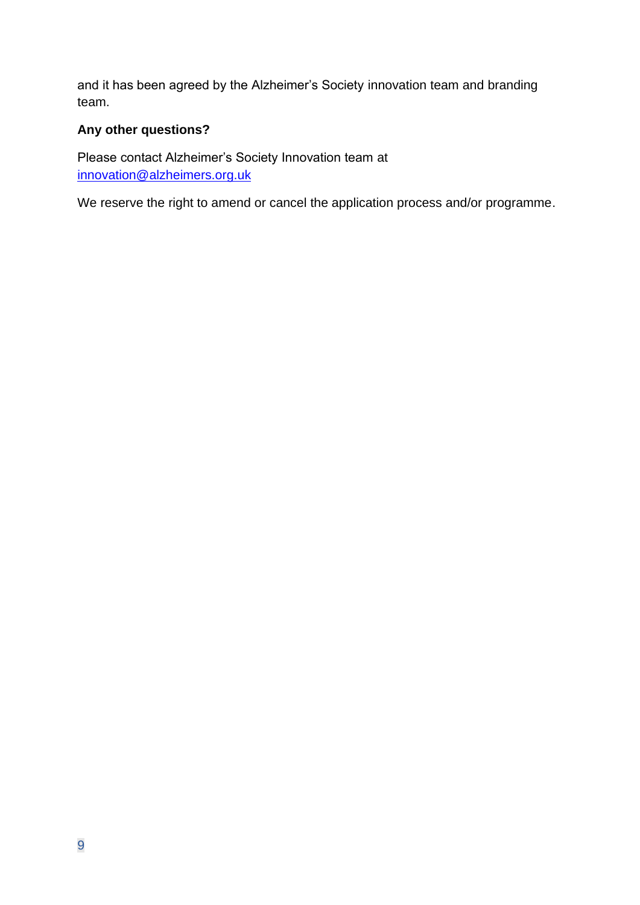and it has been agreed by the Alzheimer's Society innovation team and branding team.

**Any other questions?**

Please contact Alzheimer's Society Innovation team at [innovation@alzheimers.org.uk](mailto:innovation@alzheimers.org.uk)

We reserve the right to amend or cancel the application process and/or programme.